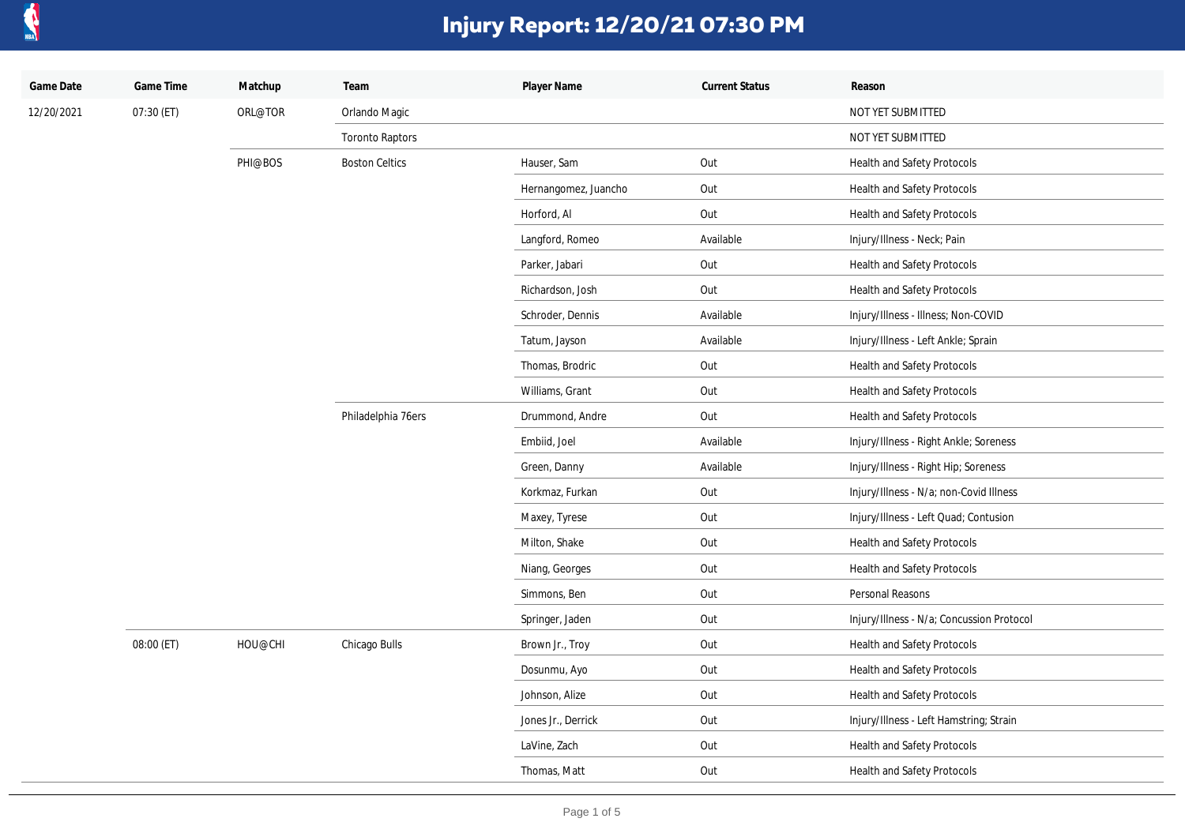# Injury Report: 12/20/21 07:30 PM

| Game Date | Game Time | Matchup | Team | Player Name | Current Status | Reason |
|---|---|---|---|---|---|---|
| 12/20/2021 | 07:30 (ET) | ORL@TOR | Orlando Magic | | | NOT YET SUBMITTED |
| | | | Toronto Raptors | | | NOT YET SUBMITTED |
| | | PHI@BOS | Boston Celtics | Hauser, Sam | Out | Health and Safety Protocols |
| | | | | Hernangomez, Juancho | Out | Health and Safety Protocols |
| | | | | Horford, Al | Out | Health and Safety Protocols |
| | | | | Langford, Romeo | Available | Injury/Illness - Neck; Pain |
| | | | | Parker, Jabari | Out | Health and Safety Protocols |
| | | | | Richardson, Josh | Out | Health and Safety Protocols |
| | | | | Schroder, Dennis | Available | Injury/Illness - Illness; Non-COVID |
| | | | | Tatum, Jayson | Available | Injury/Illness - Left Ankle; Sprain |
| | | | | Thomas, Brodric | Out | Health and Safety Protocols |
| | | | | Williams, Grant | Out | Health and Safety Protocols |
| | | | Philadelphia 76ers | Drummond, Andre | Out | Health and Safety Protocols |
| | | | | Embiid, Joel | Available | Injury/Illness - Right Ankle; Soreness |
| | | | | Green, Danny | Available | Injury/Illness - Right Hip; Soreness |
| | | | | Korkmaz, Furkan | Out | Injury/Illness - N/a; non-Covid Illness |
| | | | | Maxey, Tyrese | Out | Injury/Illness - Left Quad; Contusion |
| | | | | Milton, Shake | Out | Health and Safety Protocols |
| | | | | Niang, Georges | Out | Health and Safety Protocols |
| | | | | Simmons, Ben | Out | Personal Reasons |
| | | | | Springer, Jaden | Out | Injury/Illness - N/a; Concussion Protocol |
| | 08:00 (ET) | HOU@CHI | Chicago Bulls | Brown Jr., Troy | Out | Health and Safety Protocols |
| | | | | Dosunmu, Ayo | Out | Health and Safety Protocols |
| | | | | Johnson, Alize | Out | Health and Safety Protocols |
| | | | | Jones Jr., Derrick | Out | Injury/Illness - Left Hamstring; Strain |
| | | | | LaVine, Zach | Out | Health and Safety Protocols |
| | | | | Thomas, Matt | Out | Health and Safety Protocols |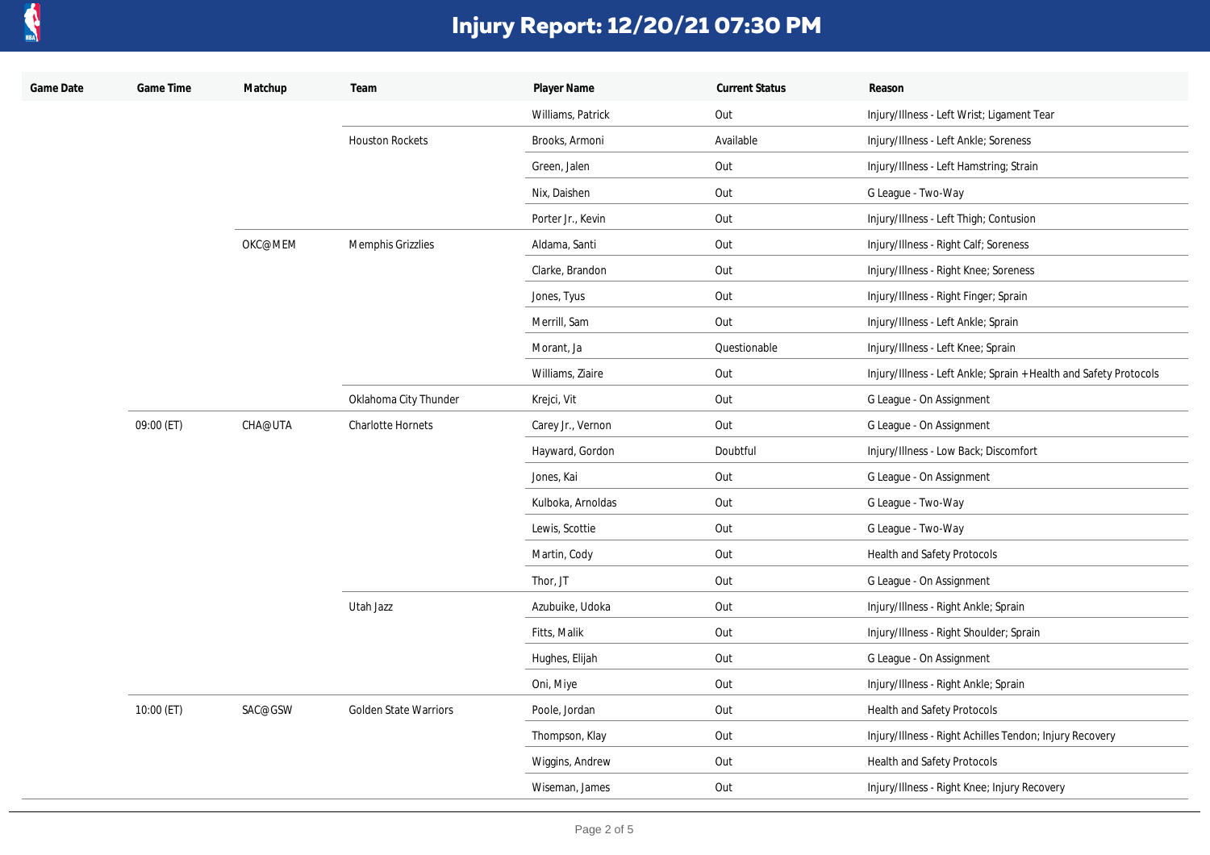# Injury Report: 12/20/21 07:30 PM

| Game Date | Game Time | Matchup | Team | Player Name | Current Status | Reason |
|---|---|---|---|---|---|---|
| | | | | Williams, Patrick | Out | Injury/Illness - Left Wrist; Ligament Tear |
| | | | Houston Rockets | Brooks, Armoni | Available | Injury/Illness - Left Ankle; Soreness |
| | | | | Green, Jalen | Out | Injury/Illness - Left Hamstring; Strain |
| | | | | Nix, Daishen | Out | G League - Two-Way |
| | | | | Porter Jr., Kevin | Out | Injury/Illness - Left Thigh; Contusion |
| | | OKC@MEM | Memphis Grizzlies | Aldama, Santi | Out | Injury/Illness - Right Calf; Soreness |
| | | | | Clarke, Brandon | Out | Injury/Illness - Right Knee; Soreness |
| | | | | Jones, Tyus | Out | Injury/Illness - Right Finger; Sprain |
| | | | | Merrill, Sam | Out | Injury/Illness - Left Ankle; Sprain |
| | | | | Morant, Ja | Questionable | Injury/Illness - Left Knee; Sprain |
| | | | | Williams, Ziaire | Out | Injury/Illness - Left Ankle; Sprain + Health and Safety Protocols |
| | | | Oklahoma City Thunder | Krejci, Vit | Out | G League - On Assignment |
| | 09:00 (ET) | CHA@UTA | Charlotte Hornets | Carey Jr., Vernon | Out | G League - On Assignment |
| | | | | Hayward, Gordon | Doubtful | Injury/Illness - Low Back; Discomfort |
| | | | | Jones, Kai | Out | G League - On Assignment |
| | | | | Kulboka, Arnoldas | Out | G League - Two-Way |
| | | | | Lewis, Scottie | Out | G League - Two-Way |
| | | | | Martin, Cody | Out | Health and Safety Protocols |
| | | | | Thor, JT | Out | G League - On Assignment |
| | | | Utah Jazz | Azubuike, Udoka | Out | Injury/Illness - Right Ankle; Sprain |
| | | | | Fitts, Malik | Out | Injury/Illness - Right Shoulder; Sprain |
| | | | | Hughes, Elijah | Out | G League - On Assignment |
| | | | | Oni, Miye | Out | Injury/Illness - Right Ankle; Sprain |
| | 10:00 (ET) | SAC@GSW | Golden State Warriors | Poole, Jordan | Out | Health and Safety Protocols |
| | | | | Thompson, Klay | Out | Injury/Illness - Right Achilles Tendon; Injury Recovery |
| | | | | Wiggins, Andrew | Out | Health and Safety Protocols |
| | | | | Wiseman, James | Out | Injury/Illness - Right Knee; Injury Recovery |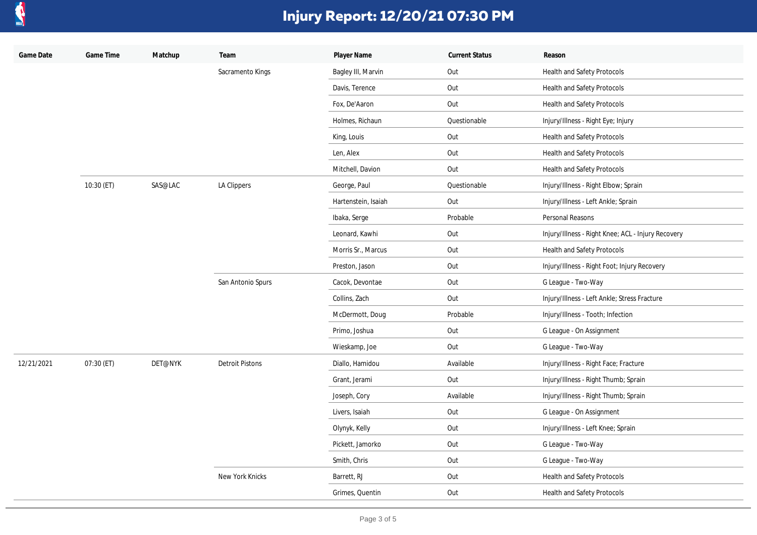# Injury Report: 12/20/21 07:30 PM

| Game Date | Game Time | Matchup | Team | Player Name | Current Status | Reason |
|---|---|---|---|---|---|---|
| | | | Sacramento Kings | Bagley III, Marvin | Out | Health and Safety Protocols |
| | | | | Davis, Terence | Out | Health and Safety Protocols |
| | | | | Fox, De'Aaron | Out | Health and Safety Protocols |
| | | | | Holmes, Richaun | Questionable | Injury/Illness - Right Eye; Injury |
| | | | | King, Louis | Out | Health and Safety Protocols |
| | | | | Len, Alex | Out | Health and Safety Protocols |
| | | | | Mitchell, Davion | Out | Health and Safety Protocols |
| | 10:30 (ET) | SAS@LAC | LA Clippers | George, Paul | Questionable | Injury/Illness - Right Elbow; Sprain |
| | | | | Hartenstein, Isaiah | Out | Injury/Illness - Left Ankle; Sprain |
| | | | | Ibaka, Serge | Probable | Personal Reasons |
| | | | | Leonard, Kawhi | Out | Injury/Illness - Right Knee; ACL - Injury Recovery |
| | | | | Morris Sr., Marcus | Out | Health and Safety Protocols |
| | | | | Preston, Jason | Out | Injury/Illness - Right Foot; Injury Recovery |
| | | | San Antonio Spurs | Cacok, Devontae | Out | G League - Two-Way |
| | | | | Collins, Zach | Out | Injury/Illness - Left Ankle; Stress Fracture |
| | | | | McDermott, Doug | Probable | Injury/Illness - Tooth; Infection |
| | | | | Primo, Joshua | Out | G League - On Assignment |
| | | | | Wieskamp, Joe | Out | G League - Two-Way |
| 12/21/2021 | 07:30 (ET) | DET@NYK | Detroit Pistons | Diallo, Hamidou | Available | Injury/Illness - Right Face; Fracture |
| | | | | Grant, Jerami | Out | Injury/Illness - Right Thumb; Sprain |
| | | | | Joseph, Cory | Available | Injury/Illness - Right Thumb; Sprain |
| | | | | Livers, Isaiah | Out | G League - On Assignment |
| | | | | Olynyk, Kelly | Out | Injury/Illness - Left Knee; Sprain |
| | | | | Pickett, Jamorko | Out | G League - Two-Way |
| | | | | Smith, Chris | Out | G League - Two-Way |
| | | | New York Knicks | Barrett, RJ | Out | Health and Safety Protocols |
| | | | | Grimes, Quentin | Out | Health and Safety Protocols |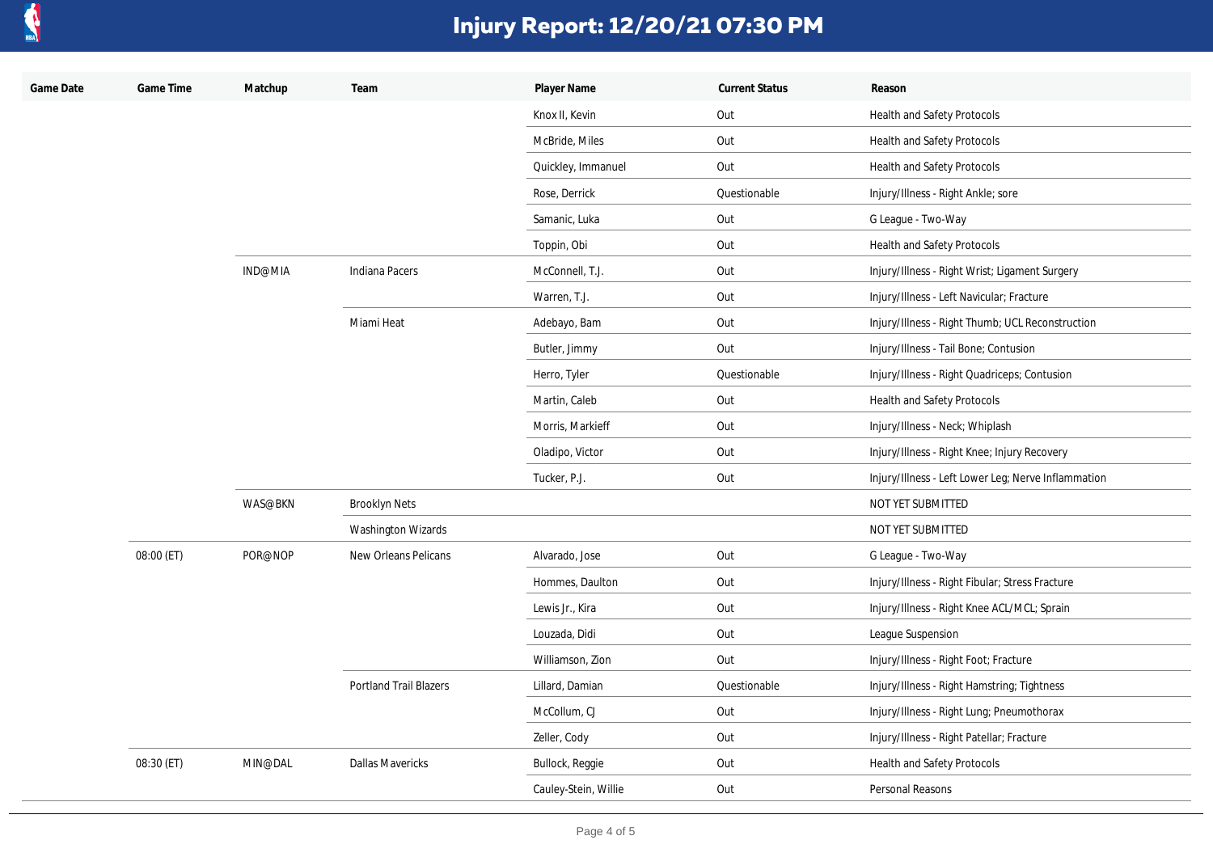# Injury Report: 12/20/21 07:30 PM

| Game Date | Game Time | Matchup | Team | Player Name | Current Status | Reason |
|---|---|---|---|---|---|---|
| | | | | Knox II, Kevin | Out | Health and Safety Protocols |
| | | | | McBride, Miles | Out | Health and Safety Protocols |
| | | | | Quickley, Immanuel | Out | Health and Safety Protocols |
| | | | | Rose, Derrick | Questionable | Injury/Illness - Right Ankle; sore |
| | | | | Samanic, Luka | Out | G League - Two-Way |
| | | | | Toppin, Obi | Out | Health and Safety Protocols |
| | | IND@MIA | Indiana Pacers | McConnell, T.J. | Out | Injury/Illness - Right Wrist; Ligament Surgery |
| | | | | Warren, T.J. | Out | Injury/Illness - Left Navicular; Fracture |
| | | | Miami Heat | Adebayo, Bam | Out | Injury/Illness - Right Thumb; UCL Reconstruction |
| | | | | Butler, Jimmy | Out | Injury/Illness - Tail Bone; Contusion |
| | | | | Herro, Tyler | Questionable | Injury/Illness - Right Quadriceps; Contusion |
| | | | | Martin, Caleb | Out | Health and Safety Protocols |
| | | | | Morris, Markieff | Out | Injury/Illness - Neck; Whiplash |
| | | | | Oladipo, Victor | Out | Injury/Illness - Right Knee; Injury Recovery |
| | | | | Tucker, P.J. | Out | Injury/Illness - Left Lower Leg; Nerve Inflammation |
| | | WAS@BKN | Brooklyn Nets | | | NOT YET SUBMITTED |
| | | | Washington Wizards | | | NOT YET SUBMITTED |
| | 08:00 (ET) | POR@NOP | New Orleans Pelicans | Alvarado, Jose | Out | G League - Two-Way |
| | | | | Hommes, Daulton | Out | Injury/Illness - Right Fibular; Stress Fracture |
| | | | | Lewis Jr., Kira | Out | Injury/Illness - Right Knee ACL/MCL; Sprain |
| | | | | Louzada, Didi | Out | League Suspension |
| | | | | Williamson, Zion | Out | Injury/Illness - Right Foot; Fracture |
| | | | Portland Trail Blazers | Lillard, Damian | Questionable | Injury/Illness - Right Hamstring; Tightness |
| | | | | McCollum, CJ | Out | Injury/Illness - Right Lung; Pneumothorax |
| | | | | Zeller, Cody | Out | Injury/Illness - Right Patellar; Fracture |
| | 08:30 (ET) | MIN@DAL | Dallas Mavericks | Bullock, Reggie | Out | Health and Safety Protocols |
| | | | | Cauley-Stein, Willie | Out | Personal Reasons |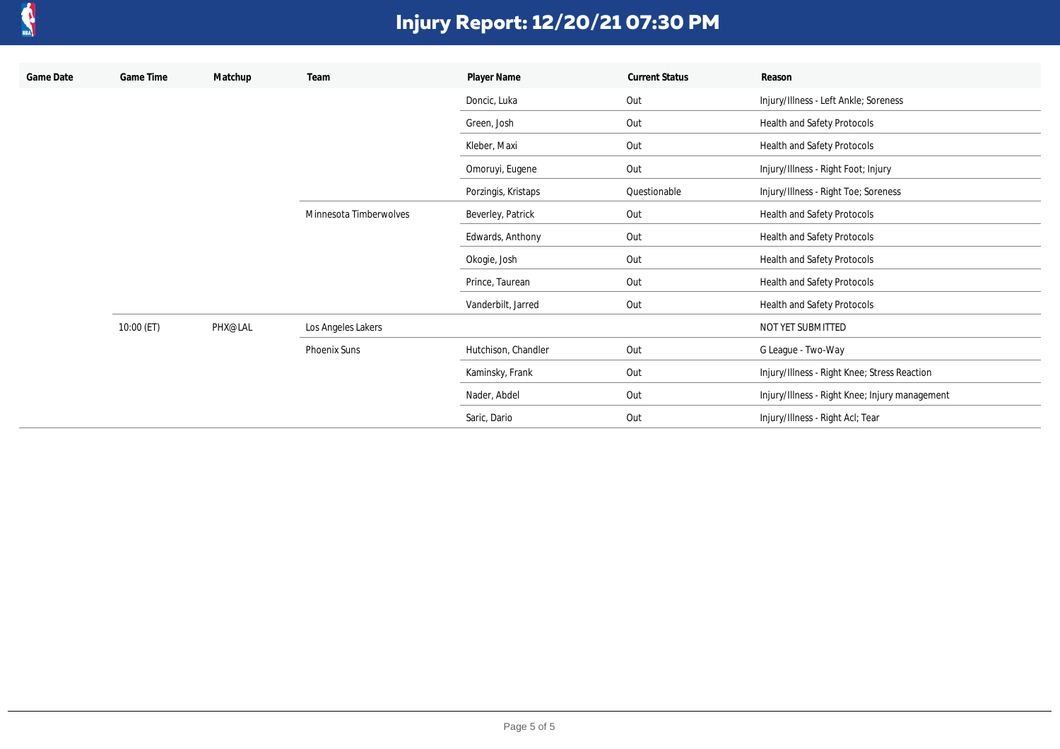# Injury Report: 12/20/21 07:30 PM

| Game Date | Game Time | Matchup | Team | Player Name | Current Status | Reason |
|---|---|---|---|---|---|---|
| | | | | Doncic, Luka | Out | Injury/Illness - Left Ankle; Soreness |
| | | | | Green, Josh | Out | Health and Safety Protocols |
| | | | | Kleber, Maxi | Out | Health and Safety Protocols |
| | | | | Omoruyi, Eugene | Out | Injury/Illness - Right Foot; Injury |
| | | | | Porzingis, Kristaps | Questionable | Injury/Illness - Right Toe; Soreness |
| | | | Minnesota Timberwolves | Beverley, Patrick | Out | Health and Safety Protocols |
| | | | | Edwards, Anthony | Out | Health and Safety Protocols |
| | | | | Okogie, Josh | Out | Health and Safety Protocols |
| | | | | Prince, Taurean | Out | Health and Safety Protocols |
| | | | | Vanderbilt, Jarred | Out | Health and Safety Protocols |
| | 10:00 (ET) | PHX@LAL | Los Angeles Lakers | | | NOT YET SUBMITTED |
| | | | Phoenix Suns | Hutchison, Chandler | Out | G League - Two-Way |
| | | | | Kaminsky, Frank | Out | Injury/Illness - Right Knee; Stress Reaction |
| | | | | Nader, Abdel | Out | Injury/Illness - Right Knee; Injury management |
| | | | | Saric, Dario | Out | Injury/Illness - Right Acl; Tear |